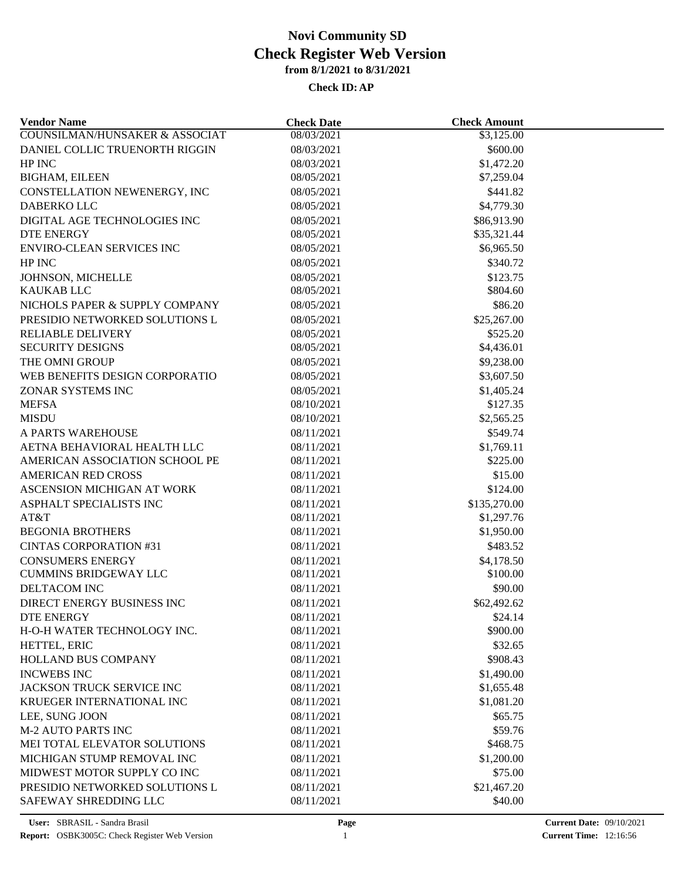# Novi Community SD
# Check Register Web Version
### from 8/1/2021 to 8/31/2021

**Check ID: AP**

| Vendor Name | Check Date | Check Amount |
|---|---|---|
| COUNSILMAN/HUNSAKER & ASSOCIAT | 08/03/2021 | $3,125.00 |
| DANIEL COLLIC TRUENORTH RIGGIN | 08/03/2021 | $600.00 |
| HP INC | 08/03/2021 | $1,472.20 |
| BIGHAM, EILEEN | 08/05/2021 | $7,259.04 |
| CONSTELLATION NEWENERGY, INC | 08/05/2021 | $441.82 |
| DABERKO LLC | 08/05/2021 | $4,779.30 |
| DIGITAL AGE TECHNOLOGIES INC | 08/05/2021 | $86,913.90 |
| DTE ENERGY | 08/05/2021 | $35,321.44 |
| ENVIRO-CLEAN SERVICES INC | 08/05/2021 | $6,965.50 |
| HP INC | 08/05/2021 | $340.72 |
| JOHNSON, MICHELLE | 08/05/2021 | $123.75 |
| KAUKAB LLC | 08/05/2021 | $804.60 |
| NICHOLS PAPER & SUPPLY COMPANY | 08/05/2021 | $86.20 |
| PRESIDIO NETWORKED SOLUTIONS L | 08/05/2021 | $25,267.00 |
| RELIABLE DELIVERY | 08/05/2021 | $525.20 |
| SECURITY DESIGNS | 08/05/2021 | $4,436.01 |
| THE OMNI GROUP | 08/05/2021 | $9,238.00 |
| WEB BENEFITS DESIGN CORPORATIO | 08/05/2021 | $3,607.50 |
| ZONAR SYSTEMS INC | 08/05/2021 | $1,405.24 |
| MEFSA | 08/10/2021 | $127.35 |
| MISDU | 08/10/2021 | $2,565.25 |
| A PARTS WAREHOUSE | 08/11/2021 | $549.74 |
| AETNA BEHAVIORAL HEALTH LLC | 08/11/2021 | $1,769.11 |
| AMERICAN ASSOCIATION SCHOOL PE | 08/11/2021 | $225.00 |
| AMERICAN RED CROSS | 08/11/2021 | $15.00 |
| ASCENSION MICHIGAN AT WORK | 08/11/2021 | $124.00 |
| ASPHALT SPECIALISTS INC | 08/11/2021 | $135,270.00 |
| AT&T | 08/11/2021 | $1,297.76 |
| BEGONIA BROTHERS | 08/11/2021 | $1,950.00 |
| CINTAS CORPORATION #31 | 08/11/2021 | $483.52 |
| CONSUMERS ENERGY | 08/11/2021 | $4,178.50 |
| CUMMINS BRIDGEWAY LLC | 08/11/2021 | $100.00 |
| DELTACOM INC | 08/11/2021 | $90.00 |
| DIRECT ENERGY BUSINESS INC | 08/11/2021 | $62,492.62 |
| DTE ENERGY | 08/11/2021 | $24.14 |
| H-O-H WATER TECHNOLOGY INC. | 08/11/2021 | $900.00 |
| HETTEL, ERIC | 08/11/2021 | $32.65 |
| HOLLAND BUS COMPANY | 08/11/2021 | $908.43 |
| INCWEBS INC | 08/11/2021 | $1,490.00 |
| JACKSON TRUCK SERVICE INC | 08/11/2021 | $1,655.48 |
| KRUEGER INTERNATIONAL INC | 08/11/2021 | $1,081.20 |
| LEE, SUNG JOON | 08/11/2021 | $65.75 |
| M-2 AUTO PARTS INC | 08/11/2021 | $59.76 |
| MEI TOTAL ELEVATOR SOLUTIONS | 08/11/2021 | $468.75 |
| MICHIGAN STUMP REMOVAL INC | 08/11/2021 | $1,200.00 |
| MIDWEST MOTOR SUPPLY CO INC | 08/11/2021 | $75.00 |
| PRESIDIO NETWORKED SOLUTIONS L | 08/11/2021 | $21,467.20 |
| SAFEWAY SHREDDING LLC | 08/11/2021 | $40.00 |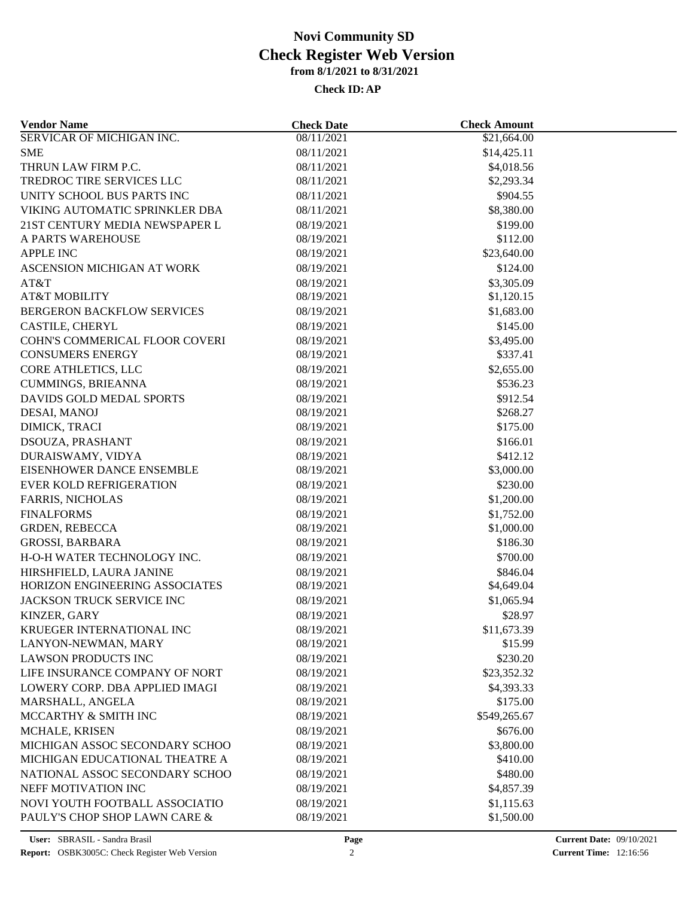# Novi Community SD
## Check Register Web Version
### from 8/1/2021 to 8/31/2021

**Check ID: AP**

| Vendor Name | Check Date | Check Amount |
|---|---|---|
| SERVICAR OF MICHIGAN INC. | 08/11/2021 | $21,664.00 |
| SME | 08/11/2021 | $14,425.11 |
| THRUN LAW FIRM P.C. | 08/11/2021 | $4,018.56 |
| TREDROC TIRE SERVICES LLC | 08/11/2021 | $2,293.34 |
| UNITY SCHOOL BUS PARTS INC | 08/11/2021 | $904.55 |
| VIKING AUTOMATIC SPRINKLER DBA | 08/11/2021 | $8,380.00 |
| 21ST CENTURY MEDIA NEWSPAPER L | 08/19/2021 | $199.00 |
| A PARTS WAREHOUSE | 08/19/2021 | $112.00 |
| APPLE INC | 08/19/2021 | $23,640.00 |
| ASCENSION MICHIGAN AT WORK | 08/19/2021 | $124.00 |
| AT&T | 08/19/2021 | $3,305.09 |
| AT&T MOBILITY | 08/19/2021 | $1,120.15 |
| BERGERON BACKFLOW SERVICES | 08/19/2021 | $1,683.00 |
| CASTILE, CHERYL | 08/19/2021 | $145.00 |
| COHN'S COMMERICAL FLOOR COVERI | 08/19/2021 | $3,495.00 |
| CONSUMERS ENERGY | 08/19/2021 | $337.41 |
| CORE ATHLETICS, LLC | 08/19/2021 | $2,655.00 |
| CUMMINGS, BRIEANNA | 08/19/2021 | $536.23 |
| DAVIDS GOLD MEDAL SPORTS | 08/19/2021 | $912.54 |
| DESAI, MANOJ | 08/19/2021 | $268.27 |
| DIMICK, TRACI | 08/19/2021 | $175.00 |
| DSOUZA, PRASHANT | 08/19/2021 | $166.01 |
| DURAISWAMY, VIDYA | 08/19/2021 | $412.12 |
| EISENHOWER DANCE ENSEMBLE | 08/19/2021 | $3,000.00 |
| EVER KOLD REFRIGERATION | 08/19/2021 | $230.00 |
| FARRIS, NICHOLAS | 08/19/2021 | $1,200.00 |
| FINALFORMS | 08/19/2021 | $1,752.00 |
| GRDEN, REBECCA | 08/19/2021 | $1,000.00 |
| GROSSI, BARBARA | 08/19/2021 | $186.30 |
| H-O-H WATER TECHNOLOGY INC. | 08/19/2021 | $700.00 |
| HIRSHFIELD, LAURA JANINE | 08/19/2021 | $846.04 |
| HORIZON ENGINEERING ASSOCIATES | 08/19/2021 | $4,649.04 |
| JACKSON TRUCK SERVICE INC | 08/19/2021 | $1,065.94 |
| KINZER, GARY | 08/19/2021 | $28.97 |
| KRUEGER INTERNATIONAL INC | 08/19/2021 | $11,673.39 |
| LANYON-NEWMAN, MARY | 08/19/2021 | $15.99 |
| LAWSON PRODUCTS INC | 08/19/2021 | $230.20 |
| LIFE INSURANCE COMPANY OF NORT | 08/19/2021 | $23,352.32 |
| LOWERY CORP. DBA APPLIED IMAGI | 08/19/2021 | $4,393.33 |
| MARSHALL, ANGELA | 08/19/2021 | $175.00 |
| MCCARTHY & SMITH INC | 08/19/2021 | $549,265.67 |
| MCHALE, KRISEN | 08/19/2021 | $676.00 |
| MICHIGAN ASSOC SECONDARY SCHOO | 08/19/2021 | $3,800.00 |
| MICHIGAN EDUCATIONAL THEATRE A | 08/19/2021 | $410.00 |
| NATIONAL ASSOC SECONDARY SCHOO | 08/19/2021 | $480.00 |
| NEFF MOTIVATION INC | 08/19/2021 | $4,857.39 |
| NOVI YOUTH FOOTBALL ASSOCIATIO | 08/19/2021 | $1,115.63 |
| PAULY'S CHOP SHOP LAWN CARE & | 08/19/2021 | $1,500.00 |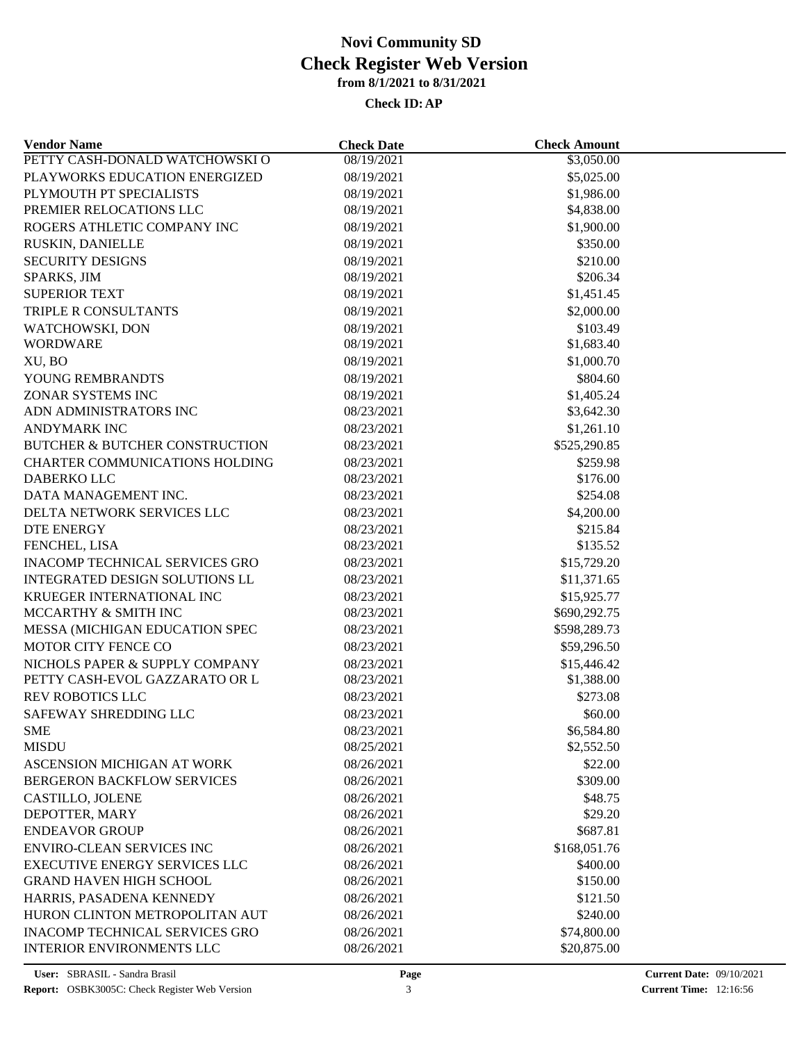# Novi Community SD

## Check Register Web Version

### from 8/1/2021 to 8/31/2021

**Check ID: AP**

| Vendor Name | Check Date | Check Amount |
|---|---|---|
| PETTY CASH-DONALD WATCHOWSKI O | 08/19/2021 | $3,050.00 |
| PLAYWORKS EDUCATION ENERGIZED | 08/19/2021 | $5,025.00 |
| PLYMOUTH PT SPECIALISTS | 08/19/2021 | $1,986.00 |
| PREMIER RELOCATIONS LLC | 08/19/2021 | $4,838.00 |
| ROGERS ATHLETIC COMPANY INC | 08/19/2021 | $1,900.00 |
| RUSKIN, DANIELLE | 08/19/2021 | $350.00 |
| SECURITY DESIGNS | 08/19/2021 | $210.00 |
| SPARKS, JIM | 08/19/2021 | $206.34 |
| SUPERIOR TEXT | 08/19/2021 | $1,451.45 |
| TRIPLE R CONSULTANTS | 08/19/2021 | $2,000.00 |
| WATCHOWSKI, DON | 08/19/2021 | $103.49 |
| WORDWARE | 08/19/2021 | $1,683.40 |
| XU, BO | 08/19/2021 | $1,000.70 |
| YOUNG REMBRANDTS | 08/19/2021 | $804.60 |
| ZONAR SYSTEMS INC | 08/19/2021 | $1,405.24 |
| ADN ADMINISTRATORS INC | 08/23/2021 | $3,642.30 |
| ANDYMARK INC | 08/23/2021 | $1,261.10 |
| BUTCHER & BUTCHER CONSTRUCTION | 08/23/2021 | $525,290.85 |
| CHARTER COMMUNICATIONS HOLDING | 08/23/2021 | $259.98 |
| DABERKO LLC | 08/23/2021 | $176.00 |
| DATA MANAGEMENT INC. | 08/23/2021 | $254.08 |
| DELTA NETWORK SERVICES LLC | 08/23/2021 | $4,200.00 |
| DTE ENERGY | 08/23/2021 | $215.84 |
| FENCHEL, LISA | 08/23/2021 | $135.52 |
| INACOMP TECHNICAL SERVICES GRO | 08/23/2021 | $15,729.20 |
| INTEGRATED DESIGN SOLUTIONS LL | 08/23/2021 | $11,371.65 |
| KRUEGER INTERNATIONAL INC | 08/23/2021 | $15,925.77 |
| MCCARTHY & SMITH INC | 08/23/2021 | $690,292.75 |
| MESSA (MICHIGAN EDUCATION SPEC | 08/23/2021 | $598,289.73 |
| MOTOR CITY FENCE CO | 08/23/2021 | $59,296.50 |
| NICHOLS PAPER & SUPPLY COMPANY | 08/23/2021 | $15,446.42 |
| PETTY CASH-EVOL GAZZARATO OR L | 08/23/2021 | $1,388.00 |
| REV ROBOTICS LLC | 08/23/2021 | $273.08 |
| SAFEWAY SHREDDING LLC | 08/23/2021 | $60.00 |
| SME | 08/23/2021 | $6,584.80 |
| MISDU | 08/25/2021 | $2,552.50 |
| ASCENSION MICHIGAN AT WORK | 08/26/2021 | $22.00 |
| BERGERON BACKFLOW SERVICES | 08/26/2021 | $309.00 |
| CASTILLO, JOLENE | 08/26/2021 | $48.75 |
| DEPOTTER, MARY | 08/26/2021 | $29.20 |
| ENDEAVOR GROUP | 08/26/2021 | $687.81 |
| ENVIRO-CLEAN SERVICES INC | 08/26/2021 | $168,051.76 |
| EXECUTIVE ENERGY SERVICES LLC | 08/26/2021 | $400.00 |
| GRAND HAVEN HIGH SCHOOL | 08/26/2021 | $150.00 |
| HARRIS, PASADENA KENNEDY | 08/26/2021 | $121.50 |
| HURON CLINTON METROPOLITAN AUT | 08/26/2021 | $240.00 |
| INACOMP TECHNICAL SERVICES GRO | 08/26/2021 | $74,800.00 |
| INTERIOR ENVIRONMENTS LLC | 08/26/2021 | $20,875.00 |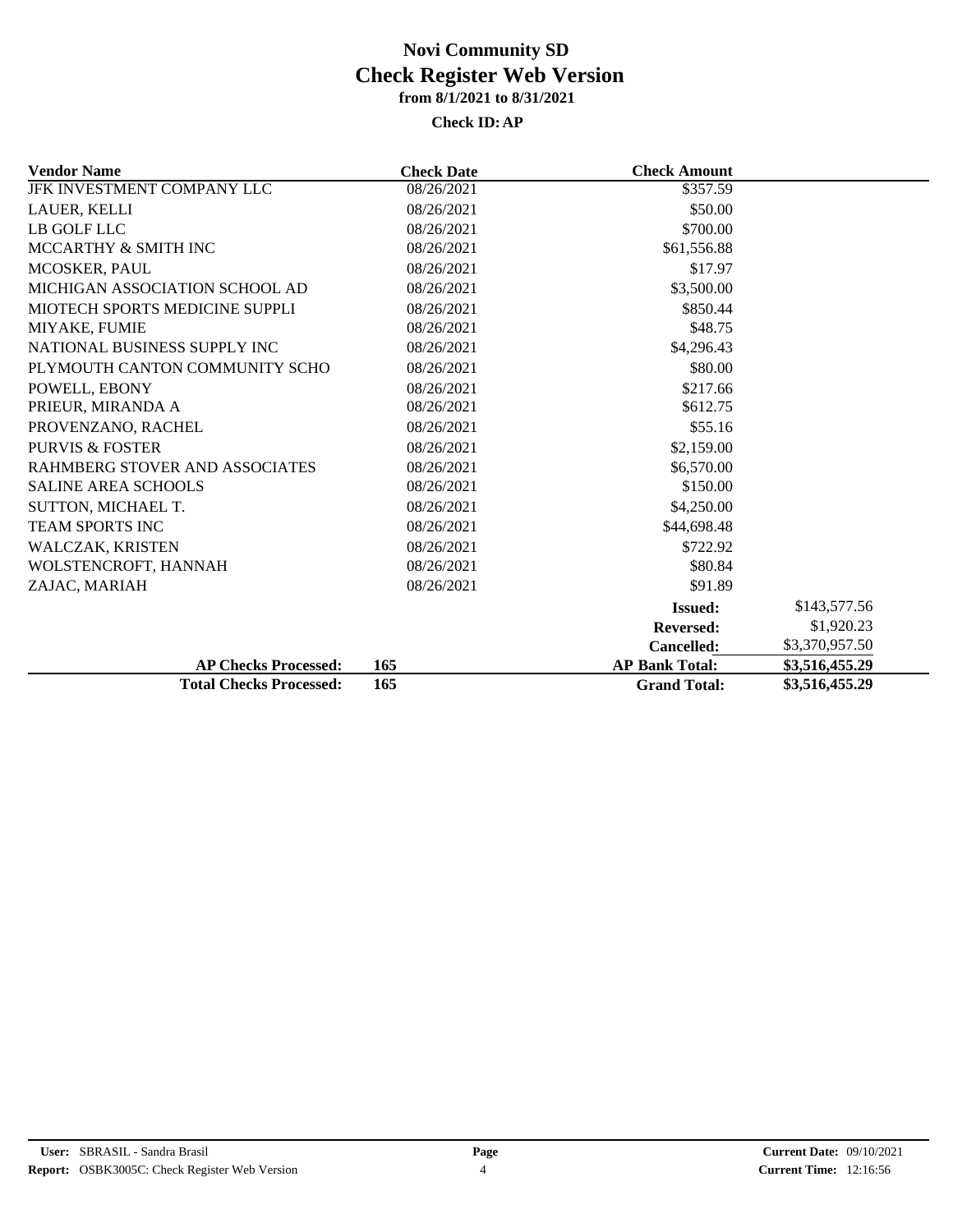# Novi Community SD
## Check Register Web Version
### from 8/1/2021 to 8/31/2021

**Check ID: AP**

| Vendor Name | Check Date | Check Amount | |
|---|---|---|---|
| JFK INVESTMENT COMPANY LLC | 08/26/2021 | $357.59 | |
| LAUER, KELLI | 08/26/2021 | $50.00 | |
| LB GOLF LLC | 08/26/2021 | $700.00 | |
| MCCARTHY & SMITH INC | 08/26/2021 | $61,556.88 | |
| MCOSKER, PAUL | 08/26/2021 | $17.97 | |
| MICHIGAN ASSOCIATION SCHOOL AD | 08/26/2021 | $3,500.00 | |
| MIOTECH SPORTS MEDICINE SUPPLI | 08/26/2021 | $850.44 | |
| MIYAKE, FUMIE | 08/26/2021 | $48.75 | |
| NATIONAL BUSINESS SUPPLY INC | 08/26/2021 | $4,296.43 | |
| PLYMOUTH CANTON COMMUNITY SCHO | 08/26/2021 | $80.00 | |
| POWELL, EBONY | 08/26/2021 | $217.66 | |
| PRIEUR, MIRANDA A | 08/26/2021 | $612.75 | |
| PROVENZANO, RACHEL | 08/26/2021 | $55.16 | |
| PURVIS & FOSTER | 08/26/2021 | $2,159.00 | |
| RAHMBERG STOVER AND ASSOCIATES | 08/26/2021 | $6,570.00 | |
| SALINE AREA SCHOOLS | 08/26/2021 | $150.00 | |
| SUTTON, MICHAEL T. | 08/26/2021 | $4,250.00 | |
| TEAM SPORTS INC | 08/26/2021 | $44,698.48 | |
| WALCZAK, KRISTEN | 08/26/2021 | $722.92 | |
| WOLSTENCROFT, HANNAH | 08/26/2021 | $80.84 | |
| ZAJAC, MARIAH | 08/26/2021 | $91.89 | |
| | | **Issued:** | $143,577.56 |
| | | **Reversed:** | $1,920.23 |
| | | **Cancelled:** | $3,370,957.50 |
| **AP Checks Processed:** | **165** | **AP Bank Total:** | **$3,516,455.29** |
| **Total Checks Processed:** | **165** | **Grand Total:** | **$3,516,455.29** |

**User:** SBRASIL - Sandra Brasil
**Report:** OSBK3005C: Check Register Web Version
**Current Date:** 09/10/2021
**Current Time:** 12:16:56